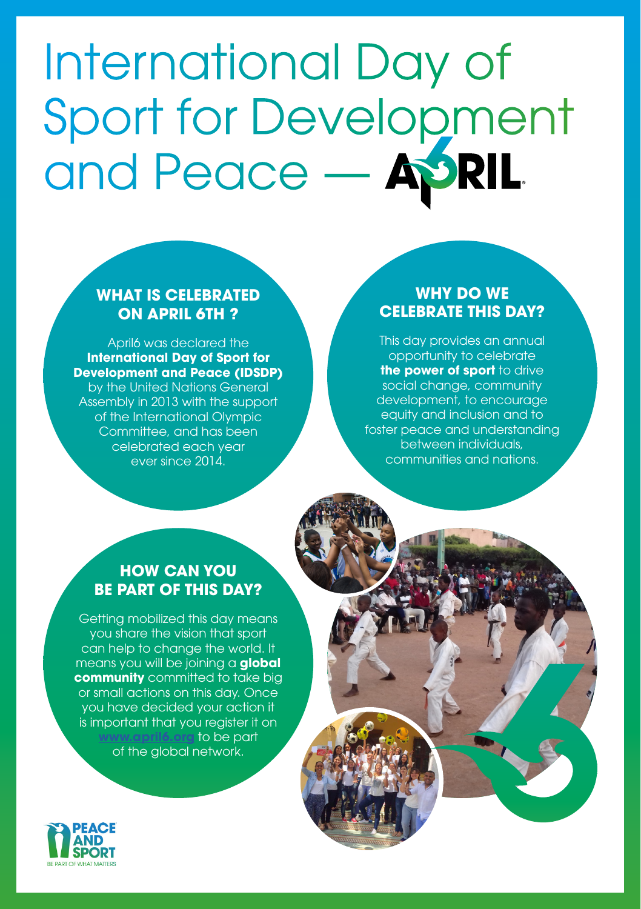# International Day of Sport for Development and Peace — APRIL 6

## WHAT IS CELEBRATED ON APRIL 6TH ?

April6 was declared the **International Day of Sport for Development and Peace (IDSDP)** by the United Nations General Assembly in 2013 with the support of the International Olympic Committee, and has been celebrated each year ever since 2014.

## WHY DO WE CELEBRATE THIS DAY?

This day provides an annual opportunity to celebrate **the power of sport** to drive social change, community development, to encourage equity and inclusion and to foster peace and understanding between individuals, communities and nations.

## HOW CAN YOU BE PART OF THIS DAY?

Getting mobilized this day means you share the vision that sport can help to change the world. It means you will be joining a **global community** committed to take big or small actions on this day. Once you have decided your action it is important that you register it on www.april6.org to be part of the global network.

PEACE AND SPORT
BE PART OF WHAT MATTERS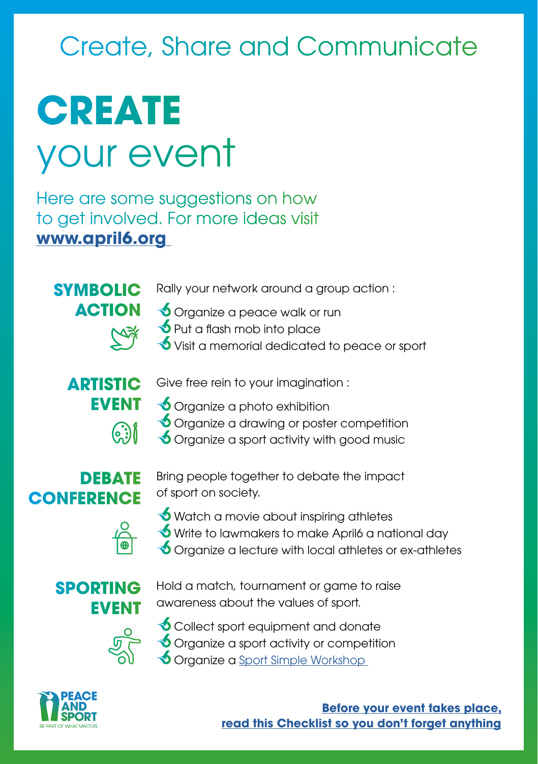Create, Share and Communicate

# CREATE your event

Here are some suggestions on how to get involved. For more ideas visit **www.april6.org**

## SYMBOLIC ACTION

Rally your network around a group action :

- Organize a peace walk or run
- Put a flash mob into place
- Visit a memorial dedicated to peace or sport

## ARTISTIC EVENT

Give free rein to your imagination :

- Organize a photo exhibition
- Organize a drawing or poster competition
- Organize a sport activity with good music

## DEBATE CONFERENCE

Bring people together to debate the impact of sport on society.

- Watch a movie about inspiring athletes
- Write to lawmakers to make April6 a national day
- Organize a lecture with local athletes or ex-athletes

## SPORTING EVENT

Hold a match, tournament or game to raise awareness about the values of sport.

- Collect sport equipment and donate
- Organize a sport activity or competition
- Organize a Sport Simple Workshop

PEACE AND SPORT
BE PART OF WHAT MATTERS

**Before your event takes place, read this Checklist so you don't forget anything**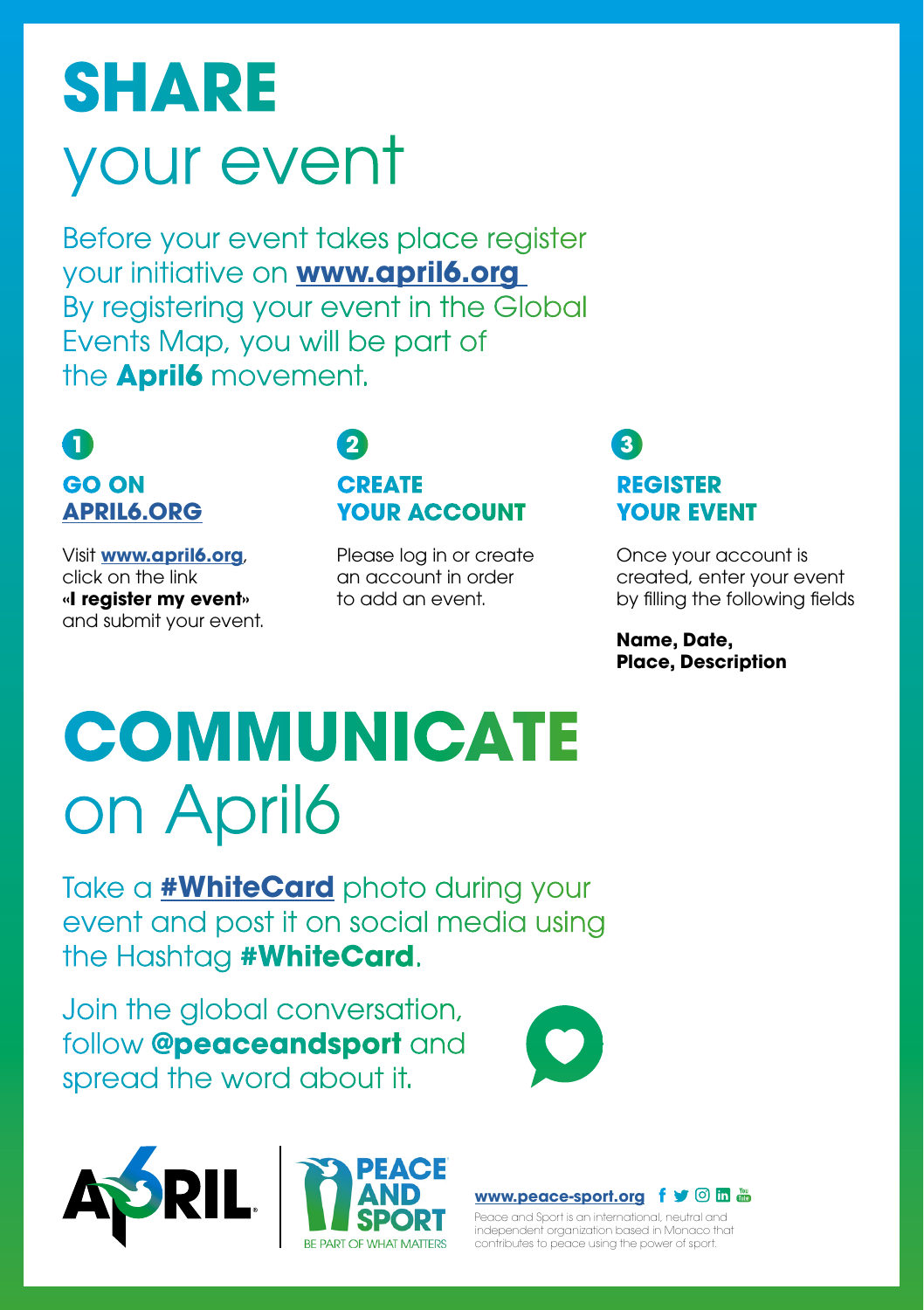# SHARE
your event

Before your event takes place register your initiative on **www.april6.org**
By registering your event in the Global Events Map, you will be part of the **April6** movement.

### 1 GO ON APRIL6.ORG

Visit **www.april6.org**, click on the link **«I register my event»** and submit your event.

### 2 CREATE YOUR ACCOUNT

Please log in or create an account in order to add an event.

### 3 REGISTER YOUR EVENT

Once your account is created, enter your event by filling the following fields

**Name, Date, Place, Description**

# COMMUNICATE
on April6

Take a **#WhiteCard** photo during your event and post it on social media using the Hashtag **#WhiteCard**.

Join the global conversation, follow **@peaceandsport** and spread the word about it.

APRIL6

PEACE AND SPORT
BE PART OF WHAT MATTERS

**www.peace-sport.org**

Peace and Sport is an international, neutral and independent organization based in Monaco that contributes to peace using the power of sport.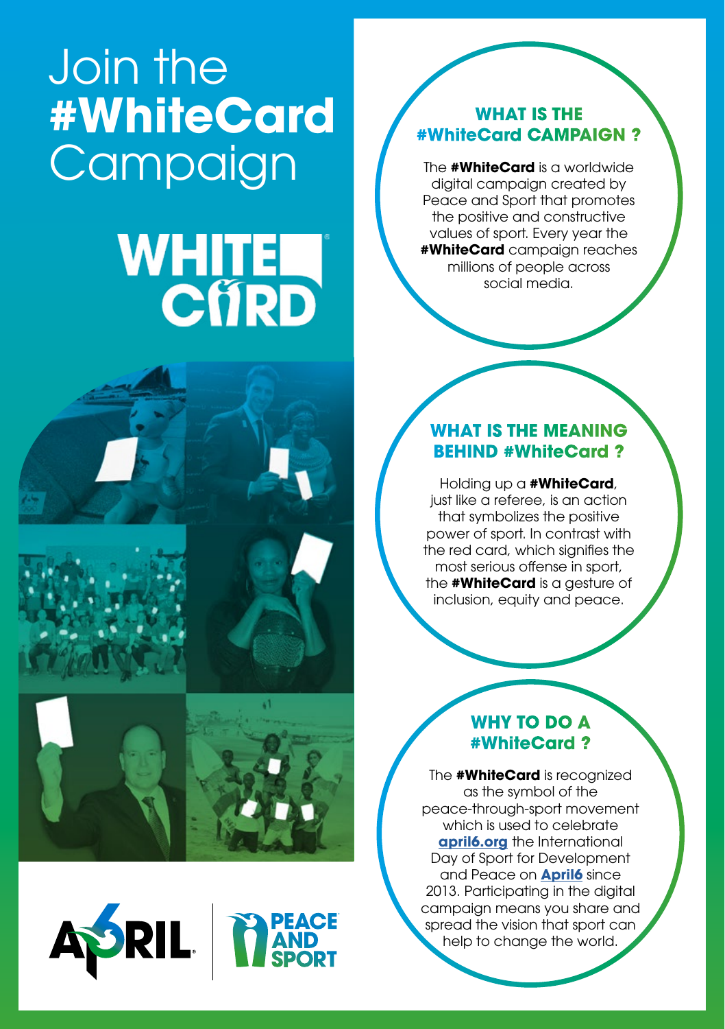# Join the **#WhiteCard** Campaign

## WHAT IS THE #WhiteCard CAMPAIGN ?

The **#WhiteCard** is a worldwide digital campaign created by Peace and Sport that promotes the positive and constructive values of sport. Every year the **#WhiteCard** campaign reaches millions of people across social media.

## WHAT IS THE MEANING BEHIND #WhiteCard ?

Holding up a **#WhiteCard**, just like a referee, is an action that symbolizes the positive power of sport. In contrast with the red card, which signifies the most serious offense in sport, the **#WhiteCard** is a gesture of inclusion, equity and peace.

## WHY TO DO A #WhiteCard ?

The **#WhiteCard** is recognized as the symbol of the peace-through-sport movement which is used to celebrate **april6.org** the International Day of Sport for Development and Peace on **April6** since 2013. Participating in the digital campaign means you share and spread the vision that sport can help to change the world.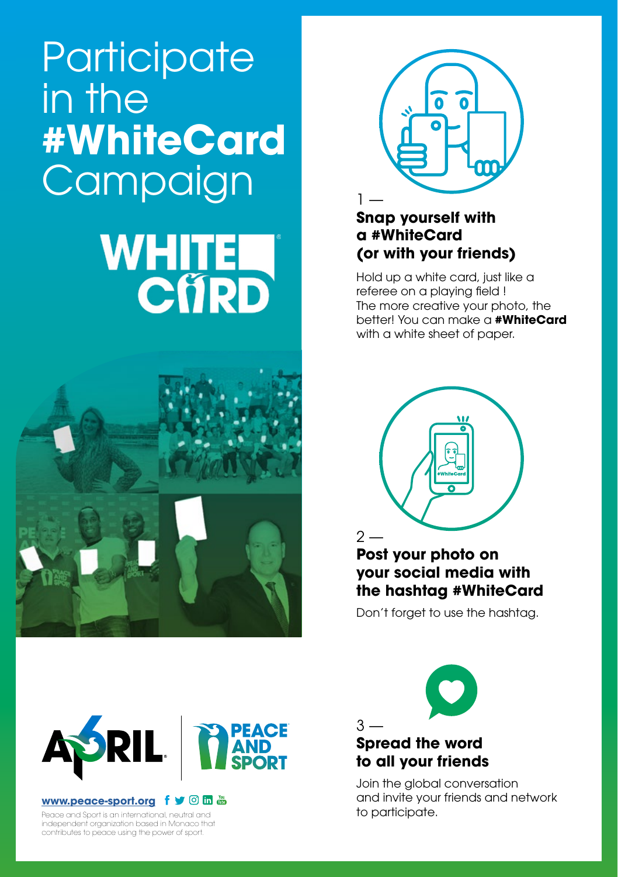# Participate in the **#WhiteCard** Campaign

1 —

**Snap yourself with a #WhiteCard (or with your friends)**

Hold up a white card, just like a referee on a playing field !
The more creative your photo, the better! You can make a **#WhiteCard** with a white sheet of paper.

2 —

**Post your photo on your social media with the hashtag #WhiteCard**

Don't forget to use the hashtag.

3 —

**Spread the word to all your friends**

Join the global conversation and invite your friends and network to participate.

**www.peace-sport.org**

Peace and Sport is an international, neutral and independent organization based in Monaco that contributes to peace using the power of sport.